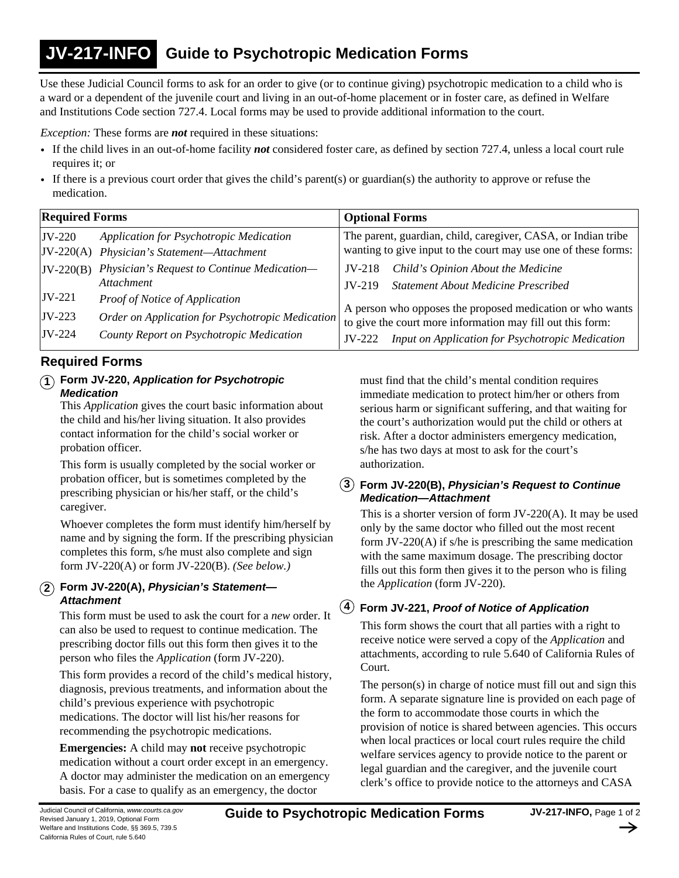# JV-217-INFO Guide to Psychotropic Medication Forms

Use these Judicial Council forms to ask for an order to give (or to continue giving) psychotropic medication to a child who is a ward or a dependent of the juvenile court and living in an out-of-home placement or in foster care, as defined in Welfare and Institutions Code section 727.4. Local forms may be used to provide additional information to the court.

*Exception:* These forms are ***not*** required in these situations:

- If the child lives in an out-of-home facility ***not*** considered foster care, as defined by section 727.4, unless a local court rule requires it; or
- If there is a previous court order that gives the child's parent(s) or guardian(s) the authority to approve or refuse the medication.

| Required Forms | Optional Forms |
|---|---|
| JV-220 *Application for Psychotropic Medication* | The parent, guardian, child, caregiver, CASA, or Indian tribe wanting to give input to the court may use one of these forms: |
| JV-220(A) *Physician's Statement—Attachment* | JV-218 *Child's Opinion About the Medicine* |
| JV-220(B) *Physician's Request to Continue Medication—Attachment* | JV-219 *Statement About Medicine Prescribed* |
| JV-221 *Proof of Notice of Application* | A person who opposes the proposed medication or who wants to give the court more information may fill out this form: |
| JV-223 *Order on Application for Psychotropic Medication* | JV-222 *Input on Application for Psychotropic Medication* |
| JV-224 *County Report on Psychotropic Medication* | |

## Required Forms

### 1 Form JV-220, *Application for Psychotropic Medication*

This *Application* gives the court basic information about the child and his/her living situation. It also provides contact information for the child's social worker or probation officer.

This form is usually completed by the social worker or probation officer, but is sometimes completed by the prescribing physician or his/her staff, or the child's caregiver.

Whoever completes the form must identify him/herself by name and by signing the form. If the prescribing physician completes this form, s/he must also complete and sign form JV-220(A) or form JV-220(B). *(See below.)*

### 2 Form JV-220(A), *Physician's Statement—Attachment*

This form must be used to ask the court for a *new* order. It can also be used to request to continue medication. The prescribing doctor fills out this form then gives it to the person who files the *Application* (form JV-220).

This form provides a record of the child's medical history, diagnosis, previous treatments, and information about the child's previous experience with psychotropic medications. The doctor will list his/her reasons for recommending the psychotropic medications.

**Emergencies:** A child may **not** receive psychotropic medication without a court order except in an emergency. A doctor may administer the medication on an emergency basis. For a case to qualify as an emergency, the doctor must find that the child's mental condition requires immediate medication to protect him/her or others from serious harm or significant suffering, and that waiting for the court's authorization would put the child or others at risk. After a doctor administers emergency medication, s/he has two days at most to ask for the court's authorization.

### 3 Form JV-220(B), *Physician's Request to Continue Medication—Attachment*

This is a shorter version of form JV-220(A). It may be used only by the same doctor who filled out the most recent form JV-220(A) if s/he is prescribing the same medication with the same maximum dosage. The prescribing doctor fills out this form then gives it to the person who is filing the *Application* (form JV-220).

### 4 Form JV-221, *Proof of Notice of Application*

This form shows the court that all parties with a right to receive notice were served a copy of the *Application* and attachments, according to rule 5.640 of California Rules of Court.

The person(s) in charge of notice must fill out and sign this form. A separate signature line is provided on each page of the form to accommodate those courts in which the provision of notice is shared between agencies. This occurs when local practices or local court rules require the child welfare services agency to provide notice to the parent or legal guardian and the caregiver, and the juvenile court clerk's office to provide notice to the attorneys and CASA

Judicial Council of California, www.courts.ca.gov
Revised January 1, 2019, Optional Form
Welfare and Institutions Code, §§ 369.5, 739.5
California Rules of Court, rule 5.640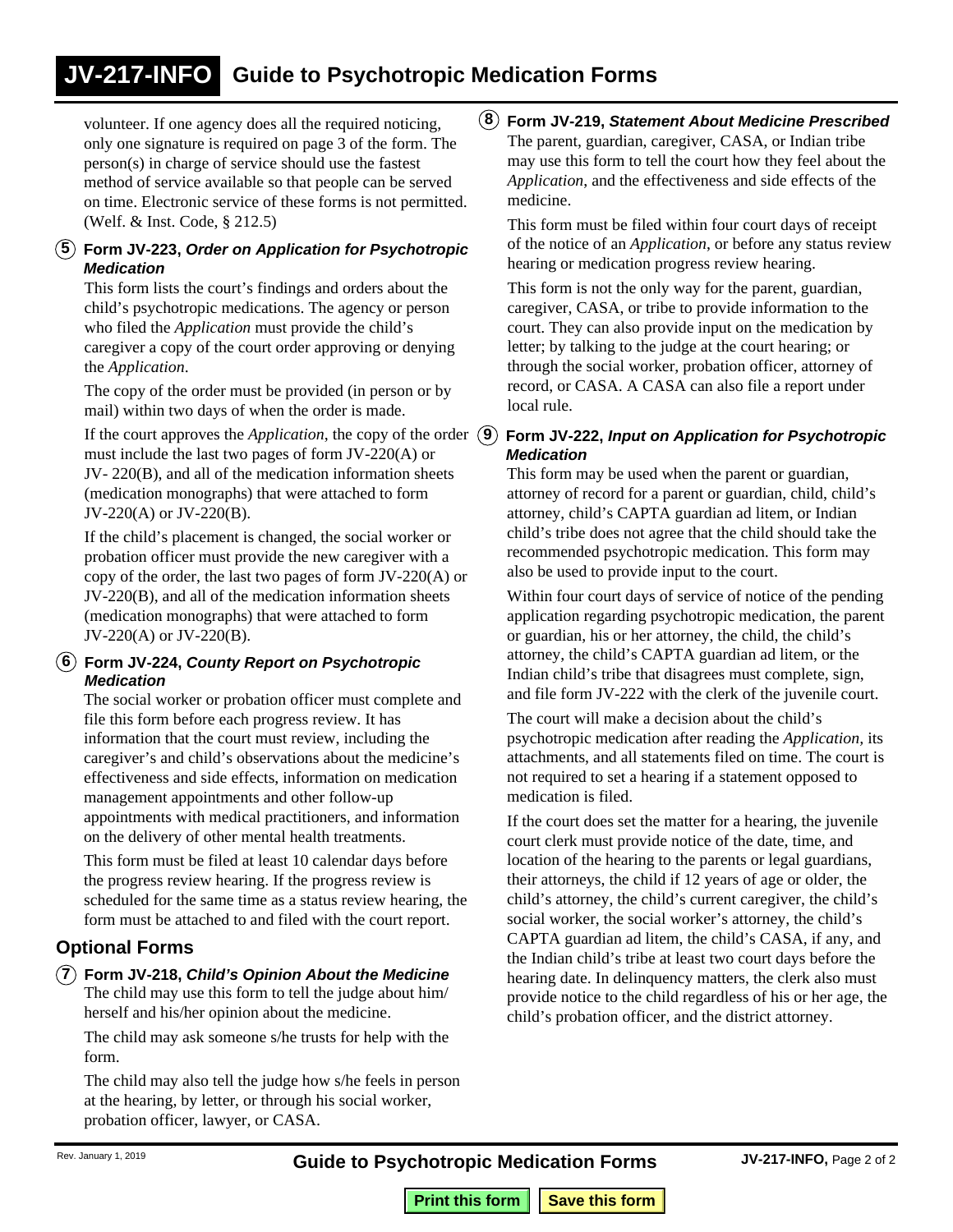volunteer. If one agency does all the required noticing, only one signature is required on page 3 of the form. The person(s) in charge of service should use the fastest method of service available so that people can be served on time. Electronic service of these forms is not permitted. (Welf. & Inst. Code, § 212.5)

### (5) Form JV-223, *Order on Application for Psychotropic Medication*

This form lists the court's findings and orders about the child's psychotropic medications. The agency or person who filed the *Application* must provide the child's caregiver a copy of the court order approving or denying the *Application*.

The copy of the order must be provided (in person or by mail) within two days of when the order is made.

If the court approves the *Application*, the copy of the order must include the last two pages of form JV-220(A) or JV- 220(B), and all of the medication information sheets (medication monographs) that were attached to form JV-220(A) or JV-220(B).

If the child's placement is changed, the social worker or probation officer must provide the new caregiver with a copy of the order, the last two pages of form JV-220(A) or JV-220(B), and all of the medication information sheets (medication monographs) that were attached to form JV-220(A) or JV-220(B).

### (6) Form JV-224, *County Report on Psychotropic Medication*

The social worker or probation officer must complete and file this form before each progress review. It has information that the court must review, including the caregiver's and child's observations about the medicine's effectiveness and side effects, information on medication management appointments and other follow-up appointments with medical practitioners, and information on the delivery of other mental health treatments.

This form must be filed at least 10 calendar days before the progress review hearing. If the progress review is scheduled for the same time as a status review hearing, the form must be attached to and filed with the court report.

## Optional Forms

### (7) Form JV-218, *Child's Opinion About the Medicine*

The child may use this form to tell the judge about him/herself and his/her opinion about the medicine.

The child may ask someone s/he trusts for help with the form.

The child may also tell the judge how s/he feels in person at the hearing, by letter, or through his social worker, probation officer, lawyer, or CASA.

### (8) Form JV-219, *Statement About Medicine Prescribed*

The parent, guardian, caregiver, CASA, or Indian tribe may use this form to tell the court how they feel about the *Application*, and the effectiveness and side effects of the medicine.

This form must be filed within four court days of receipt of the notice of an *Application*, or before any status review hearing or medication progress review hearing.

This form is not the only way for the parent, guardian, caregiver, CASA, or tribe to provide information to the court. They can also provide input on the medication by letter; by talking to the judge at the court hearing; or through the social worker, probation officer, attorney of record, or CASA. A CASA can also file a report under local rule.

### (9) Form JV-222, *Input on Application for Psychotropic Medication*

This form may be used when the parent or guardian, attorney of record for a parent or guardian, child, child's attorney, child's CAPTA guardian ad litem, or Indian child's tribe does not agree that the child should take the recommended psychotropic medication. This form may also be used to provide input to the court.

Within four court days of service of notice of the pending application regarding psychotropic medication, the parent or guardian, his or her attorney, the child, the child's attorney, the child's CAPTA guardian ad litem, or the Indian child's tribe that disagrees must complete, sign, and file form JV-222 with the clerk of the juvenile court.

The court will make a decision about the child's psychotropic medication after reading the *Application,* its attachments, and all statements filed on time. The court is not required to set a hearing if a statement opposed to medication is filed.

If the court does set the matter for a hearing, the juvenile court clerk must provide notice of the date, time, and location of the hearing to the parents or legal guardians, their attorneys, the child if 12 years of age or older, the child's attorney, the child's current caregiver, the child's social worker, the social worker's attorney, the child's CAPTA guardian ad litem, the child's CASA, if any, and the Indian child's tribe at least two court days before the hearing date. In delinquency matters, the clerk also must provide notice to the child regardless of his or her age, the child's probation officer, and the district attorney.